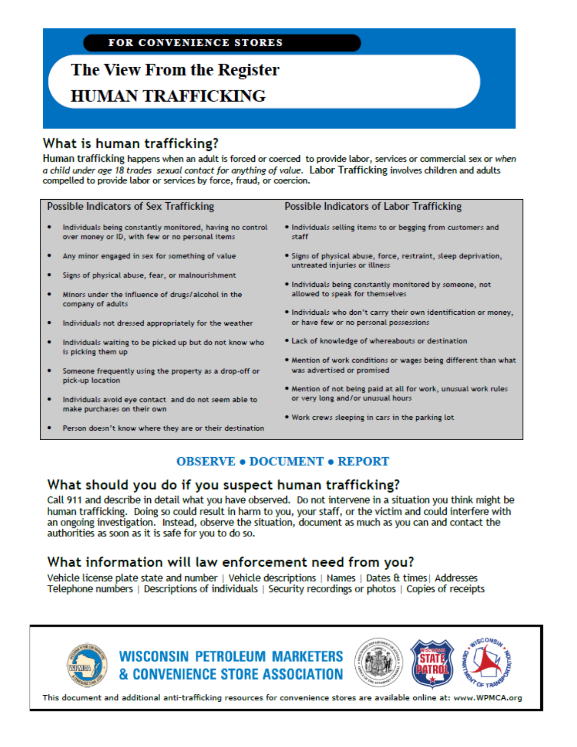**FOR CONVENIENCE STORES**

# The View From the Register
# HUMAN TRAFFICKING

## What is human trafficking?

**Human trafficking** happens when an adult is forced or coerced to provide labor, services or commercial sex or *when a child under age 18 trades sexual contact for anything of value*. **Labor Trafficking** involves children and adults compelled to provide labor or services by force, fraud, or coercion.

### Possible Indicators of Sex Trafficking

- Individuals being constantly monitored, having no control over money or ID, with few or no personal items
- Any minor engaged in sex for something of value
- Signs of physical abuse, fear, or malnourishment
- Minors under the influence of drugs/alcohol in the company of adults
- Individuals not dressed appropriately for the weather
- Individuals waiting to be picked up but do not know who is picking them up
- Someone frequently using the property as a drop-off or pick-up location
- Individuals avoid eye contact and do not seem able to make purchases on their own
- Person doesn't know where they are or their destination

### Possible Indicators of Labor Trafficking

- Individuals selling items to or begging from customers and staff
- Signs of physical abuse, force, restraint, sleep deprivation, untreated injuries or illness
- Individuals being constantly monitored by someone, not allowed to speak for themselves
- Individuals who don't carry their own identification or money, or have few or no personal possessions
- Lack of knowledge of whereabouts or destination
- Mention of work conditions or wages being different than what was advertised or promised
- Mention of not being paid at all for work, unusual work rules or very long and/or unusual hours
- Work crews sleeping in cars in the parking lot

**OBSERVE • DOCUMENT • REPORT**

## What should you do if you suspect human trafficking?

Call 911 and describe in detail what you have observed. Do not intervene in a situation you think might be human trafficking. Doing so could result in harm to you, your staff, or the victim and could interfere with an ongoing investigation. Instead, observe the situation, document as much as you can and contact the authorities as soon as it is safe for you to do so.

## What information will law enforcement need from you?

Vehicle license plate state and number | Vehicle descriptions | Names | Dates & times | Addresses | Telephone numbers | Descriptions of individuals | Security recordings or photos | Copies of receipts

**WISCONSIN PETROLEUM MARKETERS & CONVENIENCE STORE ASSOCIATION**

This document and additional anti-trafficking resources for convenience stores are available online at: www.WPMCA.org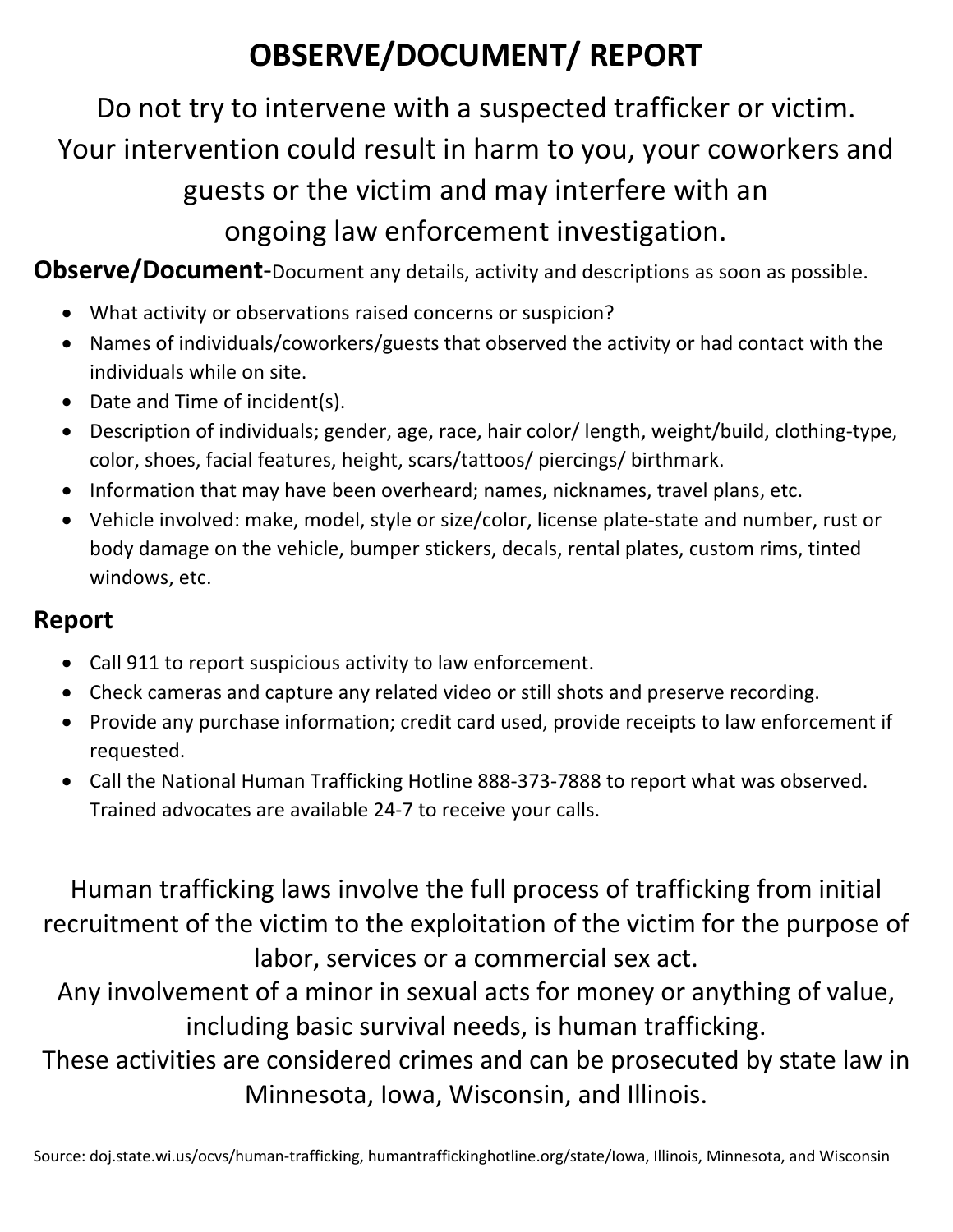# OBSERVE/DOCUMENT/ REPORT

Do not try to intervene with a suspected trafficker or victim. Your intervention could result in harm to you, your coworkers and guests or the victim and may interfere with an ongoing law enforcement investigation.

**Observe/Document**-Document any details, activity and descriptions as soon as possible.

- What activity or observations raised concerns or suspicion?
- Names of individuals/coworkers/guests that observed the activity or had contact with the individuals while on site.
- Date and Time of incident(s).
- Description of individuals; gender, age, race, hair color/ length, weight/build, clothing-type, color, shoes, facial features, height, scars/tattoos/ piercings/ birthmark.
- Information that may have been overheard; names, nicknames, travel plans, etc.
- Vehicle involved: make, model, style or size/color, license plate-state and number, rust or body damage on the vehicle, bumper stickers, decals, rental plates, custom rims, tinted windows, etc.

## Report

- Call 911 to report suspicious activity to law enforcement.
- Check cameras and capture any related video or still shots and preserve recording.
- Provide any purchase information; credit card used, provide receipts to law enforcement if requested.
- Call the National Human Trafficking Hotline 888-373-7888 to report what was observed. Trained advocates are available 24-7 to receive your calls.

Human trafficking laws involve the full process of trafficking from initial recruitment of the victim to the exploitation of the victim for the purpose of labor, services or a commercial sex act.

Any involvement of a minor in sexual acts for money or anything of value, including basic survival needs, is human trafficking.

These activities are considered crimes and can be prosecuted by state law in Minnesota, Iowa, Wisconsin, and Illinois.

Source: doj.state.wi.us/ocvs/human-trafficking, humantraffickinghotline.org/state/Iowa, Illinois, Minnesota, and Wisconsin